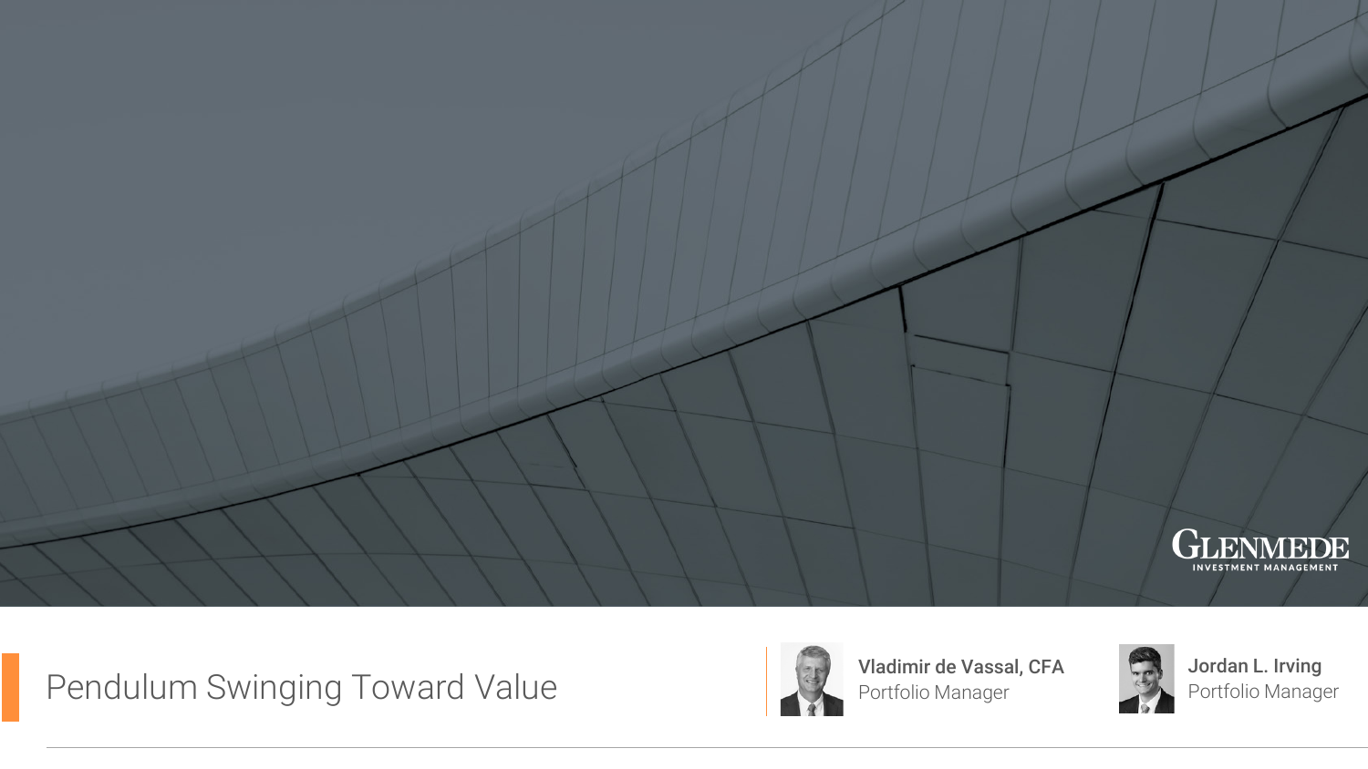GLENMEDE
INVESTMENT MANAGEMENT

# Pendulum Swinging Toward Value

**Vladimir de Vassal, CFA**
Portfolio Manager

**Jordan L. Irving**
Portfolio Manager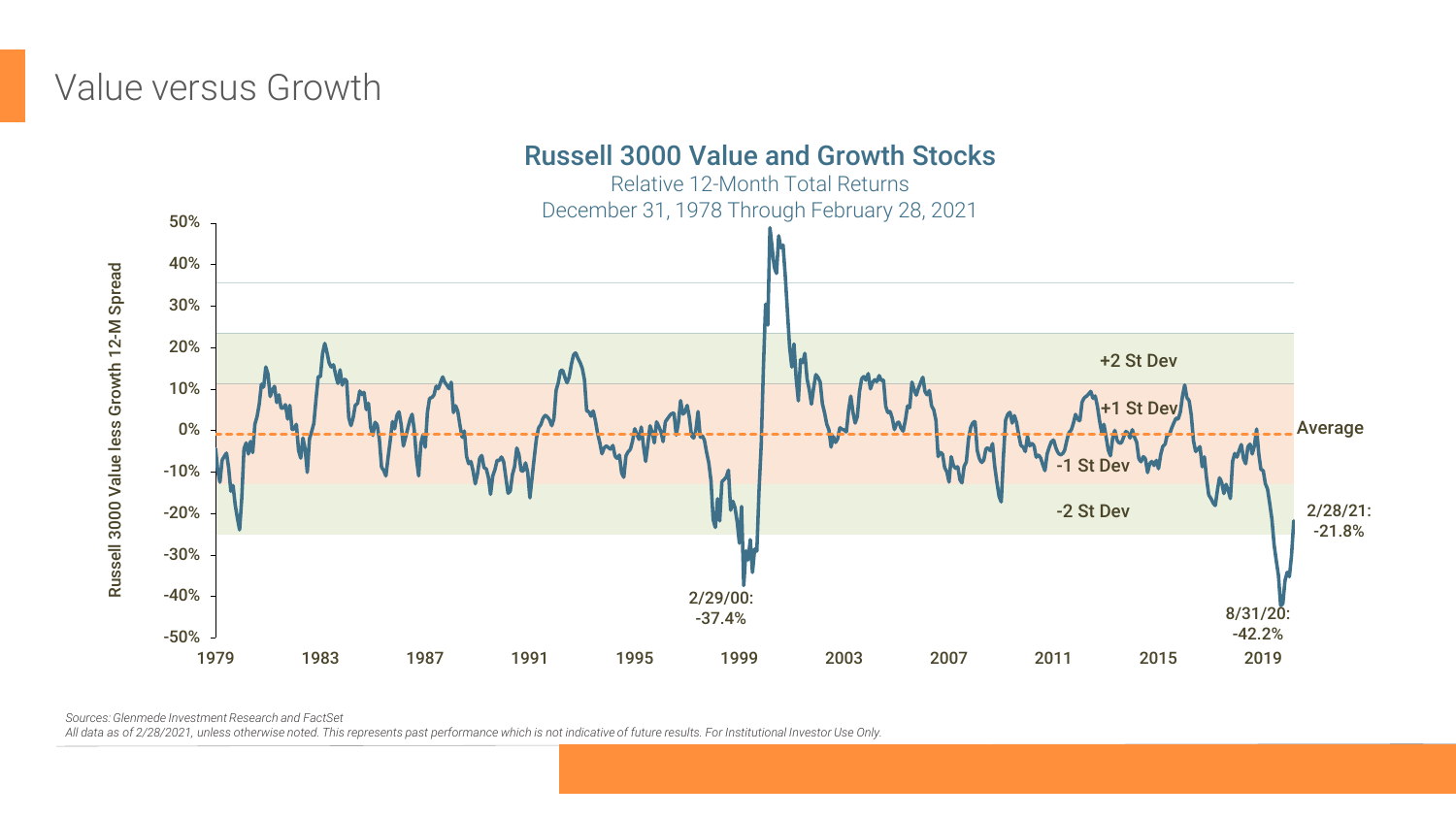# Value versus Growth

## Russell 3000 Value and Growth Stocks

Relative 12-Month Total Returns

December 31, 1978 Through February 28, 2021

Russell 3000 Value less Growth 12-M Spread

50%
40%
30%
20%
10%
0%
-10%
-20%
-30%
-40%
-50%

1979 1983 1987 1991 1995 1999 2003 2007 2011 2015 2019

+2 St Dev

+1 St Dev

Average

-1 St Dev

-2 St Dev

2/29/00: -37.4%

8/31/20: -42.2%

2/28/21: -21.8%

*Sources: Glenmede Investment Research and FactSet*

*All data as of 2/28/2021, unless otherwise noted. This represents past performance which is not indicative of future results. For Institutional Investor Use Only.*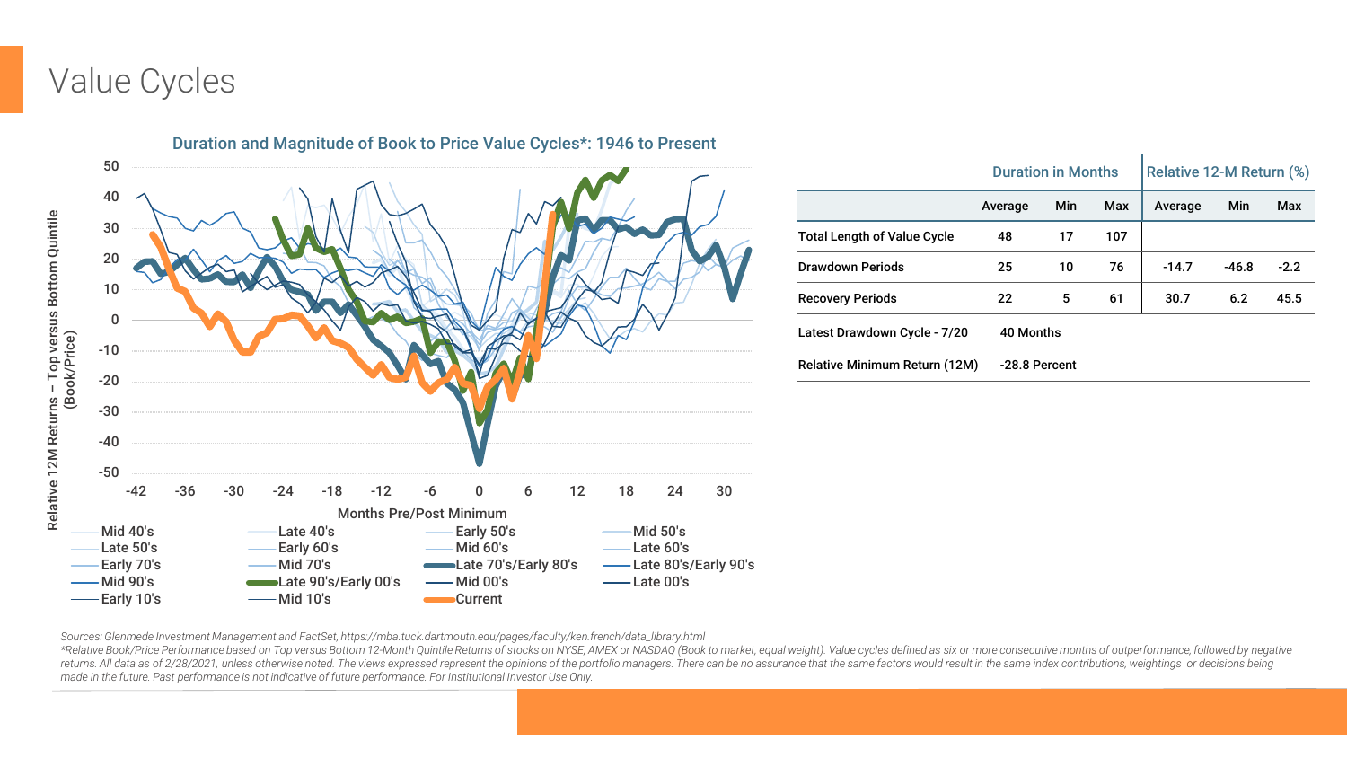# Value Cycles

## Duration and Magnitude of Book to Price Value Cycles*: 1946 to Present

Relative 12M Returns – Top versus Bottom Quintile (Book/Price)

Months Pre/Post Minimum

Mid 40's, Late 40's, Early 50's, Mid 50's, Late 50's, Early 60's, Mid 60's, Late 60's, Early 70's, Mid 70's, Late 70's/Early 80's, Late 80's/Early 90's, Mid 90's, Late 90's/Early 00's, Mid 00's, Late 00's, Early 10's, Mid 10's, Current

| | Duration in Months | | | Relative 12-M Return (%) | | |
|---|---|---|---|---|---|---|
| | Average | Min | Max | Average | Min | Max |
| Total Length of Value Cycle | 48 | 17 | 107 | | | |
| Drawdown Periods | 25 | 10 | 76 | -14.7 | -46.8 | -2.2 |
| Recovery Periods | 22 | 5 | 61 | 30.7 | 6.2 | 45.5 |

| | |
|---|---|
| Latest Drawdown Cycle - 7/20 | 40 Months |
| Relative Minimum Return (12M) | -28.8 Percent |

*Sources: Glenmede Investment Management and FactSet, https://mba.tuck.dartmouth.edu/pages/faculty/ken.french/data_library.html*

*\*Relative Book/Price Performance based on Top versus Bottom 12-Month Quintile Returns of stocks on NYSE, AMEX or NASDAQ (Book to market, equal weight). Value cycles defined as six or more consecutive months of outperformance, followed by negative returns. All data as of 2/28/2021, unless otherwise noted. The views expressed represent the opinions of the portfolio managers. There can be no assurance that the same factors would result in the same index contributions, weightings or decisions being made in the future. Past performance is not indicative of future performance. For Institutional Investor Use Only.*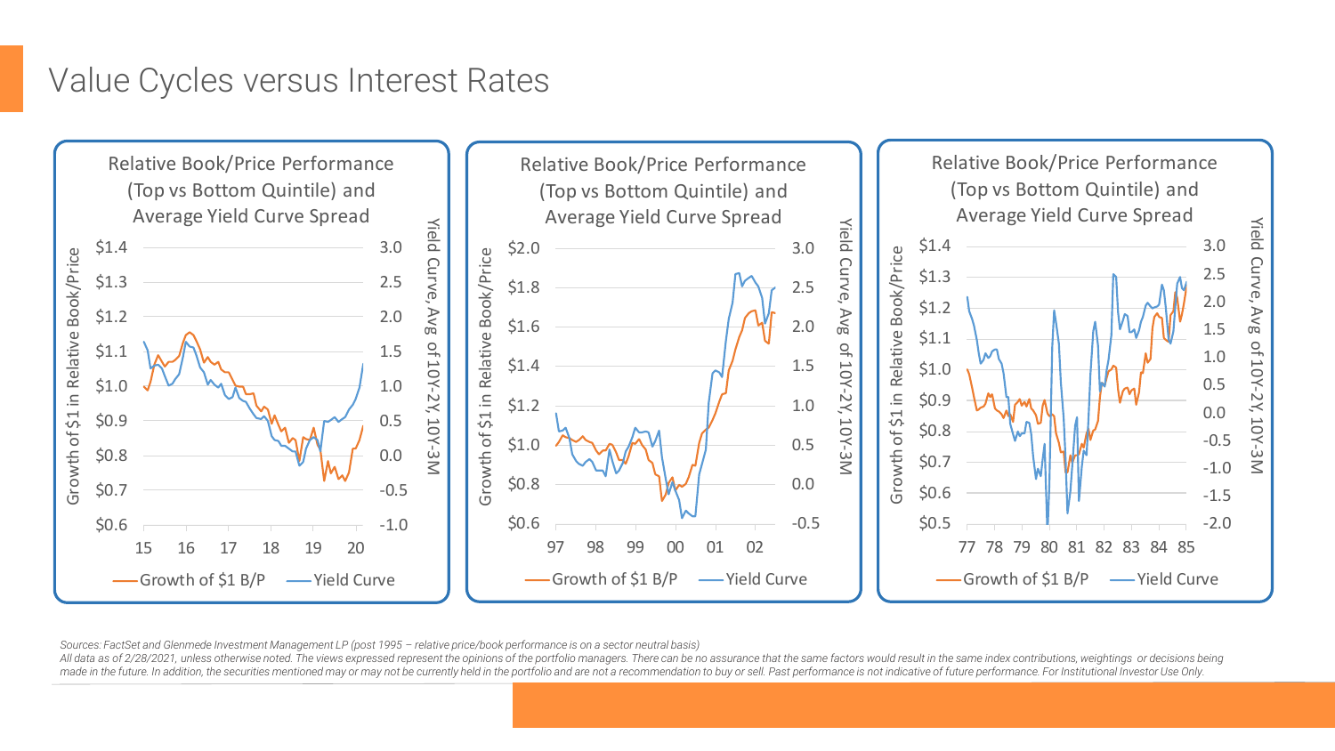# Value Cycles versus Interest Rates

Relative Book/Price Performance (Top vs Bottom Quintile) and Average Yield Curve Spread

Relative Book/Price Performance (Top vs Bottom Quintile) and Average Yield Curve Spread

Relative Book/Price Performance (Top vs Bottom Quintile) and Average Yield Curve Spread

*Sources: FactSet and Glenmede Investment Management LP (post 1995 – relative price/book performance is on a sector neutral basis)*

*All data as of 2/28/2021, unless otherwise noted. The views expressed represent the opinions of the portfolio managers. There can be no assurance that the same factors would result in the same index contributions, weightings or decisions being made in the future. In addition, the securities mentioned may or may not be currently held in the portfolio and are not a recommendation to buy or sell. Past performance is not indicative of future performance. For Institutional Investor Use Only.*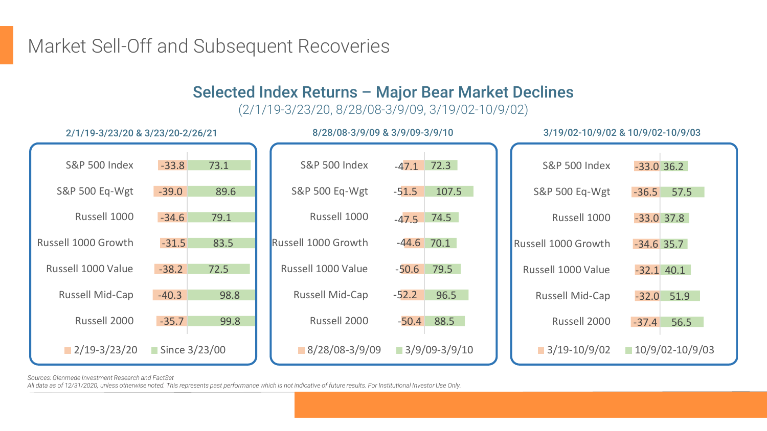# Market Sell-Off and Subsequent Recoveries

## Selected Index Returns – Major Bear Market Declines

(2/1/19-3/23/20, 8/28/08-3/9/09, 3/19/02-10/9/02)

### 2/1/19-3/23/20 & 3/23/20-2/26/21

| Index | 2/19-3/23/20 | Since 3/23/00 |
|---|---|---|
| S&P 500 Index | -33.8 | 73.1 |
| S&P 500 Eq-Wgt | -39.0 | 89.6 |
| Russell 1000 | -34.6 | 79.1 |
| Russell 1000 Growth | -31.5 | 83.5 |
| Russell 1000 Value | -38.2 | 72.5 |
| Russell Mid-Cap | -40.3 | 98.8 |
| Russell 2000 | -35.7 | 99.8 |

### 8/28/08-3/9/09 & 3/9/09-3/9/10

| Index | 8/28/08-3/9/09 | 3/9/09-3/9/10 |
|---|---|---|
| S&P 500 Index | -47.1 | 72.3 |
| S&P 500 Eq-Wgt | -51.5 | 107.5 |
| Russell 1000 | -47.5 | 74.5 |
| Russell 1000 Growth | -44.6 | 70.1 |
| Russell 1000 Value | -50.6 | 79.5 |
| Russell Mid-Cap | -52.2 | 96.5 |
| Russell 2000 | -50.4 | 88.5 |

### 3/19/02-10/9/02 & 10/9/02-10/9/03

| Index | 3/19-10/9/02 | 10/9/02-10/9/03 |
|---|---|---|
| S&P 500 Index | -33.0 | 36.2 |
| S&P 500 Eq-Wgt | -36.5 | 57.5 |
| Russell 1000 | -33.0 | 37.8 |
| Russell 1000 Growth | -34.6 | 35.7 |
| Russell 1000 Value | -32.1 | 40.1 |
| Russell Mid-Cap | -32.0 | 51.9 |
| Russell 2000 | -37.4 | 56.5 |

*Sources: Glenmede Investment Research and FactSet*

*All data as of 12/31/2020, unless otherwise noted. This represents past performance which is not indicative of future results. For Institutional Investor Use Only.*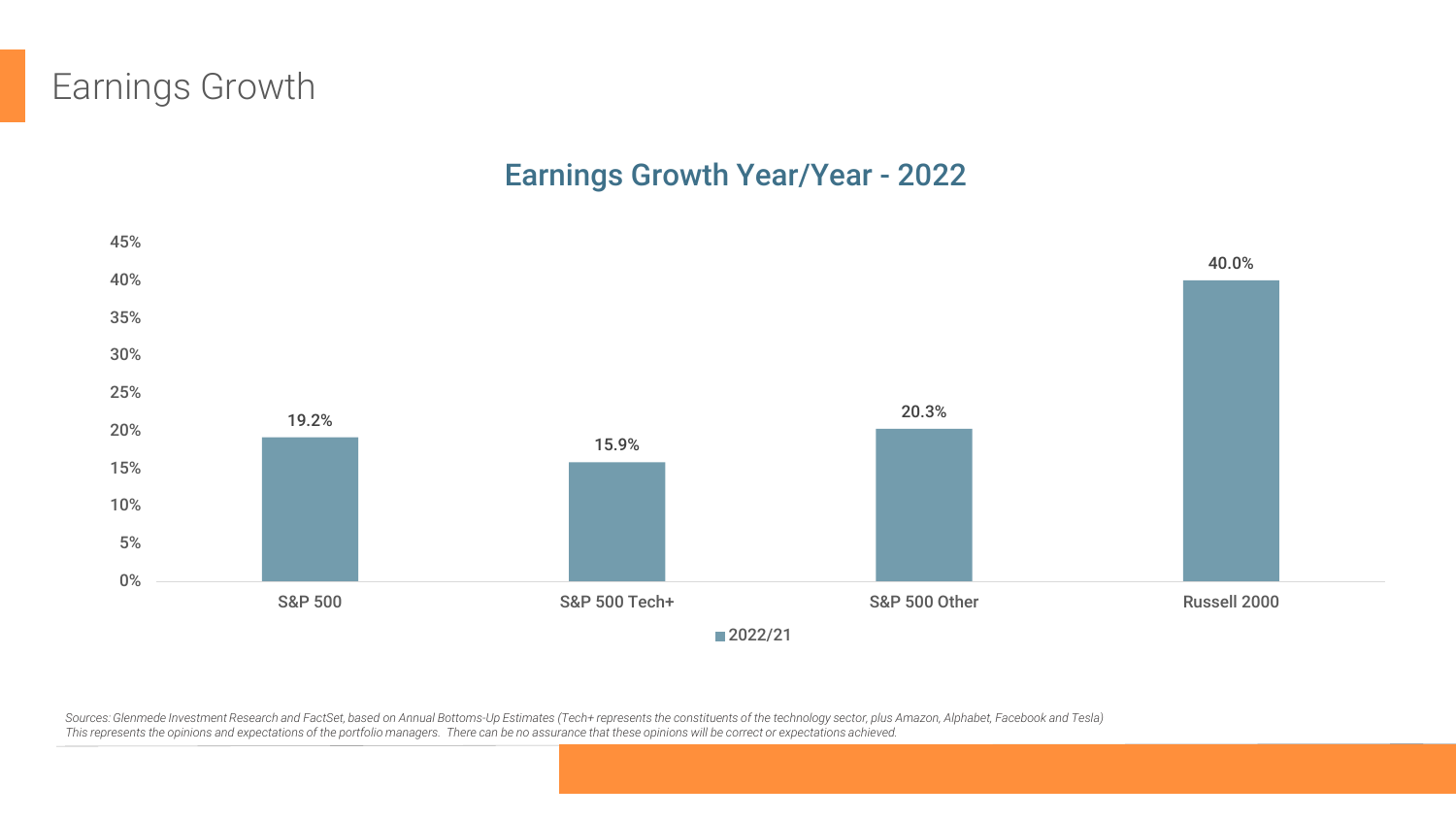# Earnings Growth

## Earnings Growth Year/Year - 2022

| | 2022/21 |
| --- | --- |
| S&P 500 | 19.2% |
| S&P 500 Tech+ | 15.9% |
| S&P 500 Other | 20.3% |
| Russell 2000 | 40.0% |

*Sources: Glenmede Investment Research and FactSet, based on Annual Bottoms-Up Estimates (Tech+ represents the constituents of the technology sector, plus Amazon, Alphabet, Facebook and Tesla)*
*This represents the opinions and expectations of the portfolio managers. There can be no assurance that these opinions will be correct or expectations achieved.*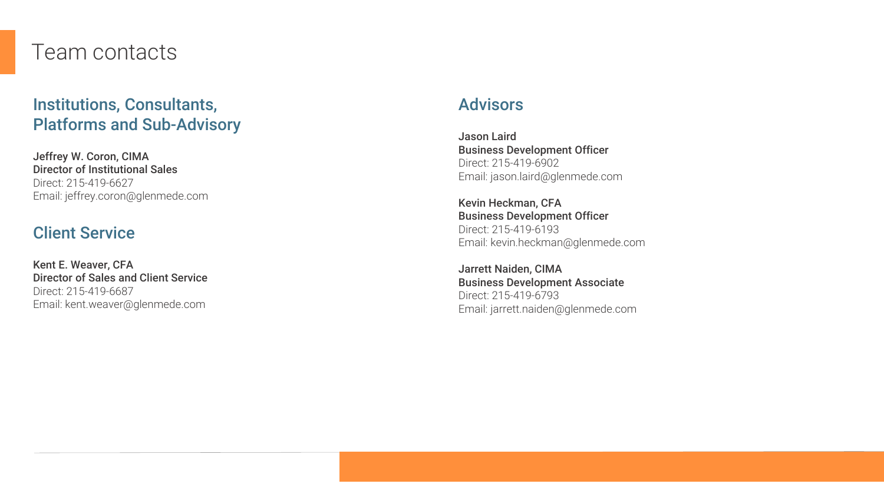# Team contacts

## Institutions, Consultants, Platforms and Sub-Advisory

**Jeffrey W. Coron, CIMA**
**Director of Institutional Sales**
Direct: 215-419-6627
Email: jeffrey.coron@glenmede.com

## Client Service

**Kent E. Weaver, CFA**
**Director of Sales and Client Service**
Direct: 215-419-6687
Email: kent.weaver@glenmede.com

## Advisors

**Jason Laird**
**Business Development Officer**
Direct: 215-419-6902
Email: jason.laird@glenmede.com

**Kevin Heckman, CFA**
**Business Development Officer**
Direct: 215-419-6193
Email: kevin.heckman@glenmede.com

**Jarrett Naiden, CIMA**
**Business Development Associate**
Direct: 215-419-6793
Email: jarrett.naiden@glenmede.com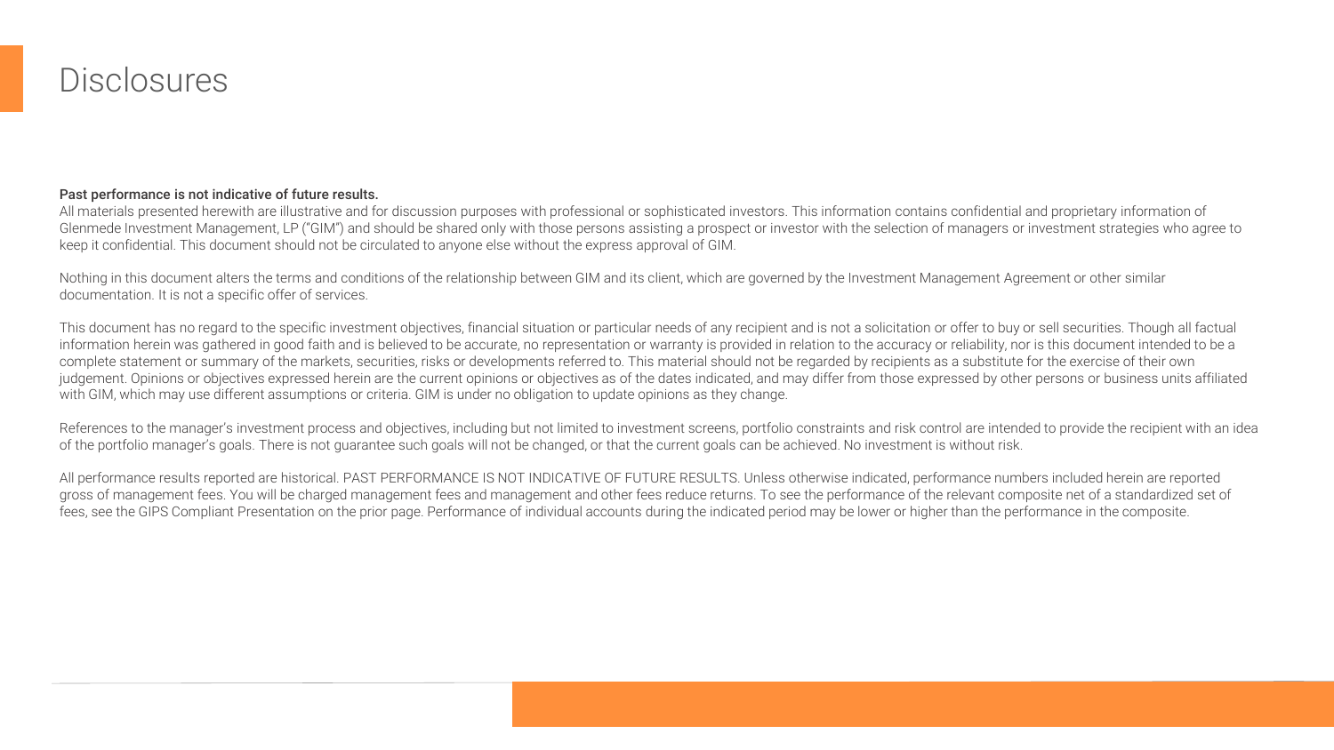# Disclosures

**Past performance is not indicative of future results.**

All materials presented herewith are illustrative and for discussion purposes with professional or sophisticated investors. This information contains confidential and proprietary information of Glenmede Investment Management, LP ("GIM") and should be shared only with those persons assisting a prospect or investor with the selection of managers or investment strategies who agree to keep it confidential. This document should not be circulated to anyone else without the express approval of GIM.

Nothing in this document alters the terms and conditions of the relationship between GIM and its client, which are governed by the Investment Management Agreement or other similar documentation. It is not a specific offer of services.

This document has no regard to the specific investment objectives, financial situation or particular needs of any recipient and is not a solicitation or offer to buy or sell securities. Though all factual information herein was gathered in good faith and is believed to be accurate, no representation or warranty is provided in relation to the accuracy or reliability, nor is this document intended to be a complete statement or summary of the markets, securities, risks or developments referred to. This material should not be regarded by recipients as a substitute for the exercise of their own judgement. Opinions or objectives expressed herein are the current opinions or objectives as of the dates indicated, and may differ from those expressed by other persons or business units affiliated with GIM, which may use different assumptions or criteria. GIM is under no obligation to update opinions as they change.

References to the manager's investment process and objectives, including but not limited to investment screens, portfolio constraints and risk control are intended to provide the recipient with an idea of the portfolio manager's goals. There is not guarantee such goals will not be changed, or that the current goals can be achieved. No investment is without risk.

All performance results reported are historical. PAST PERFORMANCE IS NOT INDICATIVE OF FUTURE RESULTS. Unless otherwise indicated, performance numbers included herein are reported gross of management fees. You will be charged management fees and management and other fees reduce returns. To see the performance of the relevant composite net of a standardized set of fees, see the GIPS Compliant Presentation on the prior page. Performance of individual accounts during the indicated period may be lower or higher than the performance in the composite.